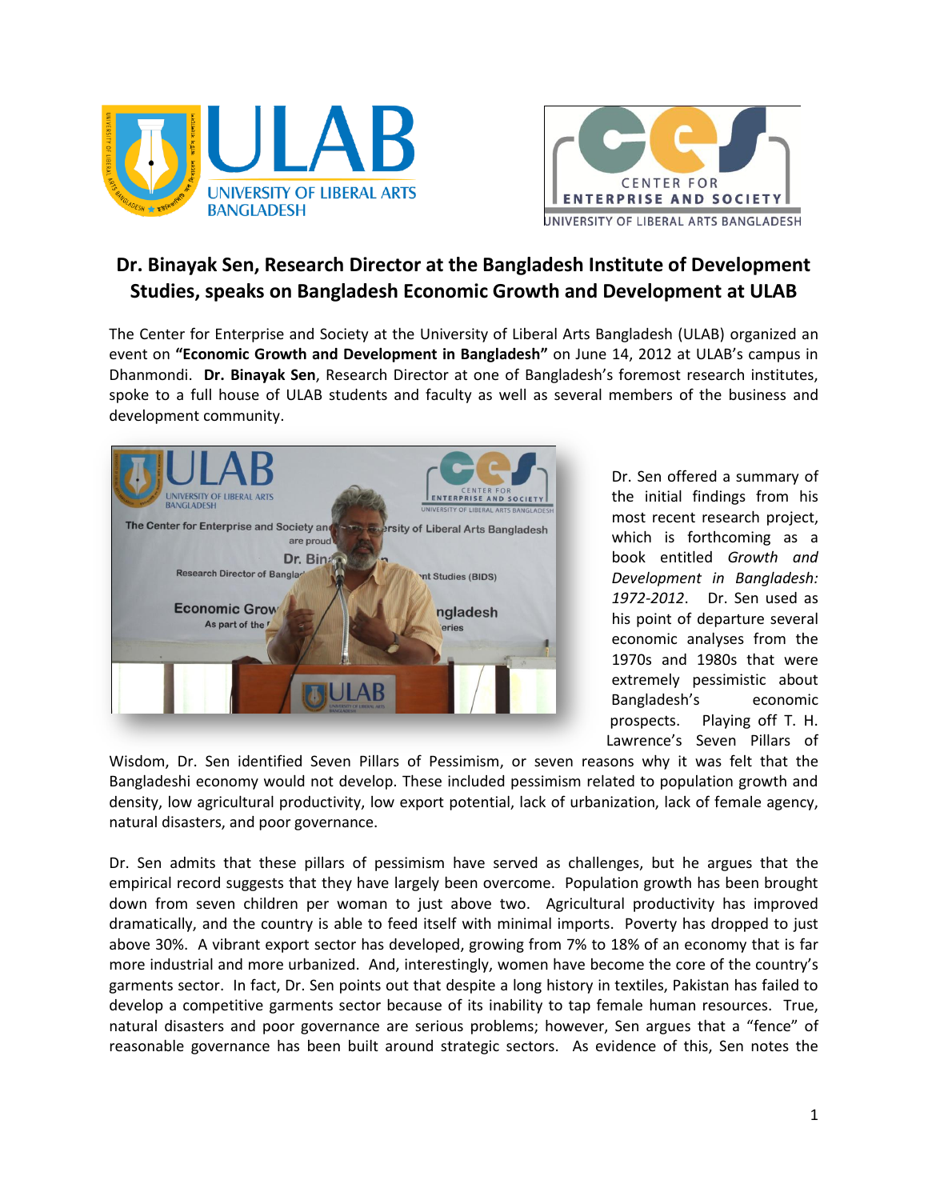# Dr. Binayak Sen, Research Director at the Bangladesh Institute of Development Studies, speaks on Bangladesh Economic Growth and Development at ULAB

The Center for Enterprise and Society at the University of Liberal Arts Bangladesh (ULAB) organized an event on **"Economic Growth and Development in Bangladesh"** on June 14, 2012 at ULAB's campus in Dhanmondi. **Dr. Binayak Sen**, Research Director at one of Bangladesh's foremost research institutes, spoke to a full house of ULAB students and faculty as well as several members of the business and development community.

Dr. Sen offered a summary of the initial findings from his most recent research project, which is forthcoming as a book entitled *Growth and Development in Bangladesh: 1972-2012*. Dr. Sen used as his point of departure several economic analyses from the 1970s and 1980s that were extremely pessimistic about Bangladesh's economic prospects. Playing off T. H. Lawrence's Seven Pillars of Wisdom, Dr. Sen identified Seven Pillars of Pessimism, or seven reasons why it was felt that the Bangladeshi economy would not develop. These included pessimism related to population growth and density, low agricultural productivity, low export potential, lack of urbanization, lack of female agency, natural disasters, and poor governance.

Dr. Sen admits that these pillars of pessimism have served as challenges, but he argues that the empirical record suggests that they have largely been overcome. Population growth has been brought down from seven children per woman to just above two. Agricultural productivity has improved dramatically, and the country is able to feed itself with minimal imports. Poverty has dropped to just above 30%. A vibrant export sector has developed, growing from 7% to 18% of an economy that is far more industrial and more urbanized. And, interestingly, women have become the core of the country's garments sector. In fact, Dr. Sen points out that despite a long history in textiles, Pakistan has failed to develop a competitive garments sector because of its inability to tap female human resources. True, natural disasters and poor governance are serious problems; however, Sen argues that a "fence" of reasonable governance has been built around strategic sectors. As evidence of this, Sen notes the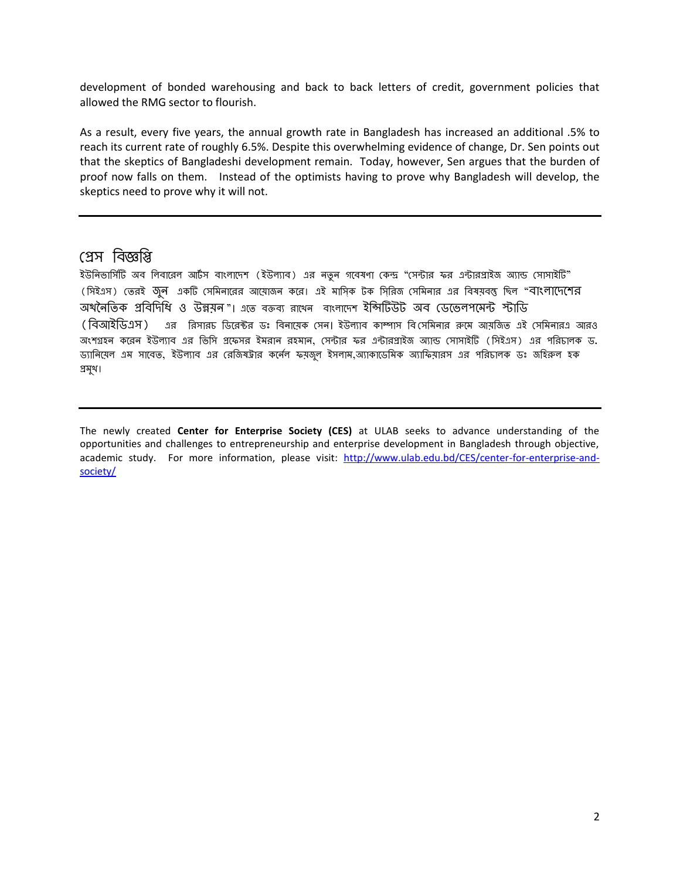development of bonded warehousing and back to back letters of credit, government policies that allowed the RMG sector to flourish.

As a result, every five years, the annual growth rate in Bangladesh has increased an additional .5% to reach its current rate of roughly 6.5%. Despite this overwhelming evidence of change, Dr. Sen points out that the skeptics of Bangladeshi development remain. Today, however, Sen argues that the burden of proof now falls on them. Instead of the optimists having to prove why Bangladesh will develop, the skeptics need to prove why it will not.

---

## প্রেস বিজ্ঞপ্তি

ইউনিভার্সিটি অব লিবারেল আর্টস বাংলাদেশ (ইউল্যাব) এর নতুন গবেষণা কেন্দ্র "সেন্টার ফর এন্টারপ্রাইজ অ্যান্ড সোসাইটি" (সিইএস) তেরই জুন একটি সেমিনারের আয়োজন করে। এই মাসিক টক সিরিজ সেমিনার এর বিষয়বস্তু ছিল "বাংলাদেশের অর্থনৈতিক প্রবিদিধি ও উন্নয়ন"। এতে বক্তব্য রাখেন বাংলাদেশ ইন্সিটিউট অব ডেভেলপমেন্ট স্টাডি (বিআইডিএস) এর রিসারচ ডিরেক্টর ডঃ বিনায়েক সেন। ইউল্যাব কাম্পাস বি সেমিনার রুমে আয়জিত এই সেমিনারএ আরও অংশগ্রহন করেন ইউল্যাব এর ভিসি প্রফেসর ইমরান রহমান, সেন্টার ফর এন্টারপ্রাইজ অ্যান্ড সোসাইটি (সিইএস) এর পরিচালক ড. ড্যানিয়েল এম সাবেত, ইউল্যাব এর রেজিষট্রার কর্নেল ফয়জুল ইসলাম,অ্যাকাডেমিক অ্যাফিয়ারস এর পরিচালক ডঃ জহিরুল হক প্রমুখ।

---

The newly created **Center for Enterprise Society (CES)** at ULAB seeks to advance understanding of the opportunities and challenges to entrepreneurship and enterprise development in Bangladesh through objective, academic study. For more information, please visit: [http://www.ulab.edu.bd/CES/center-for-enterprise-and-society/](http://www.ulab.edu.bd/CES/center-for-enterprise-and-society/)